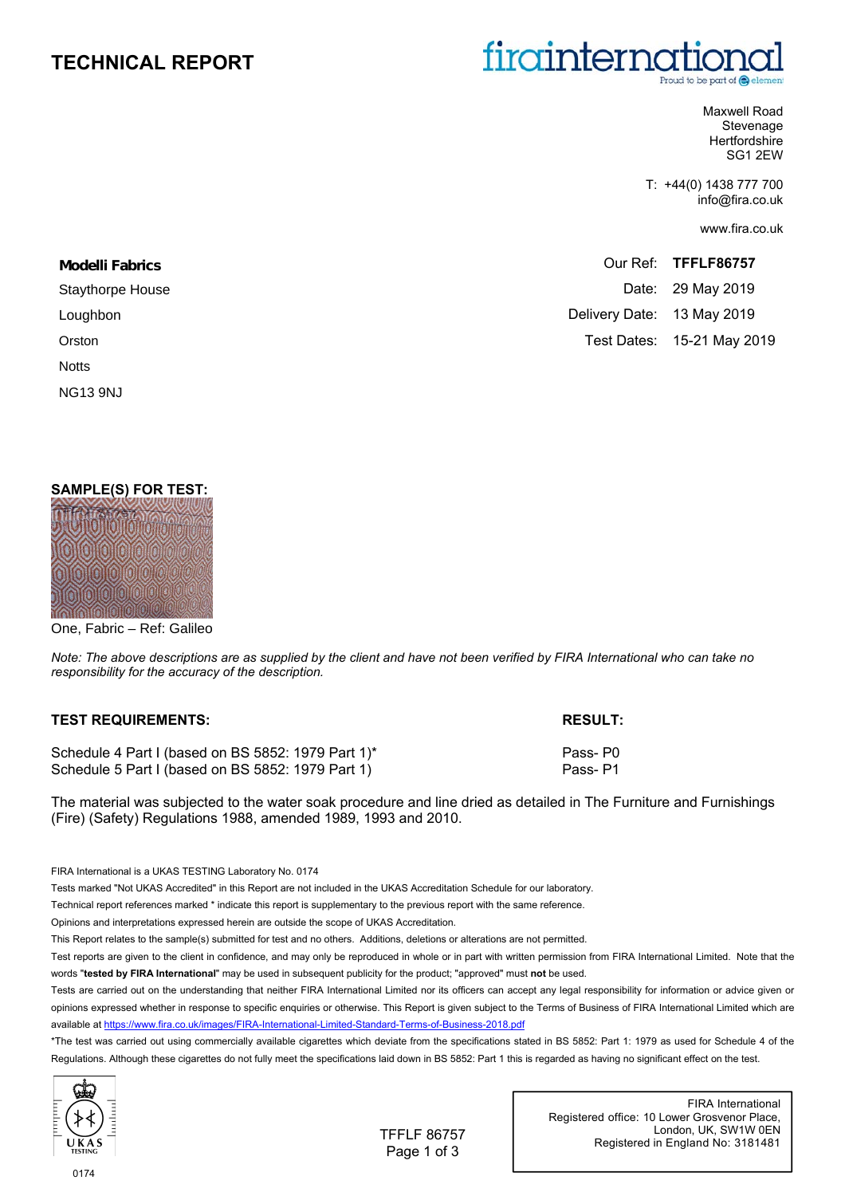# TECHNICAL REPORT

firainternational
Proud to be part of element

Maxwell Road
Stevenage
Hertfordshire
SG1 2EW

T: +44(0) 1438 777 700
info@fira.co.uk

www.fira.co.uk

**Modelli Fabrics**
Staythorpe House
Loughbon
Orston
Notts
NG13 9NJ

| | |
|---|---|
| Our Ref: | **TFFLF86757** |
| Date: | 29 May 2019 |
| Delivery Date: | 13 May 2019 |
| Test Dates: | 15-21 May 2019 |

**SAMPLE(S) FOR TEST:**

One, Fabric – Ref: Galileo

*Note: The above descriptions are as supplied by the client and have not been verified by FIRA International who can take no responsibility for the accuracy of the description.*

| TEST REQUIREMENTS: | RESULT: |
|---|---|
| Schedule 4 Part I (based on BS 5852: 1979 Part 1)* | Pass- P0 |
| Schedule 5 Part I (based on BS 5852: 1979 Part 1) | Pass- P1 |

The material was subjected to the water soak procedure and line dried as detailed in The Furniture and Furnishings (Fire) (Safety) Regulations 1988, amended 1989, 1993 and 2010.

FIRA International is a UKAS TESTING Laboratory No. 0174

Tests marked "Not UKAS Accredited" in this Report are not included in the UKAS Accreditation Schedule for our laboratory.

Technical report references marked * indicate this report is supplementary to the previous report with the same reference.

Opinions and interpretations expressed herein are outside the scope of UKAS Accreditation.

This Report relates to the sample(s) submitted for test and no others. Additions, deletions or alterations are not permitted.

Test reports are given to the client in confidence, and may only be reproduced in whole or in part with written permission from FIRA International Limited. Note that the words "**tested by FIRA International**" may be used in subsequent publicity for the product; "approved" must **not** be used.

Tests are carried out on the understanding that neither FIRA International Limited nor its officers can accept any legal responsibility for information or advice given or opinions expressed whether in response to specific enquiries or otherwise. This Report is given subject to the Terms of Business of FIRA International Limited which are available at https://www.fira.co.uk/images/FIRA-International-Limited-Standard-Terms-of-Business-2018.pdf

*The test was carried out using commercially available cigarettes which deviate from the specifications stated in BS 5852: Part 1: 1979 as used for Schedule 4 of the Regulations. Although these cigarettes do not fully meet the specifications laid down in BS 5852: Part 1 this is regarded as having no significant effect on the test.

UKAS TESTING
0174

TFFLF 86757

FIRA International
Registered office: 10 Lower Grosvenor Place,
London, UK, SW1W 0EN
Registered in England No: 3181481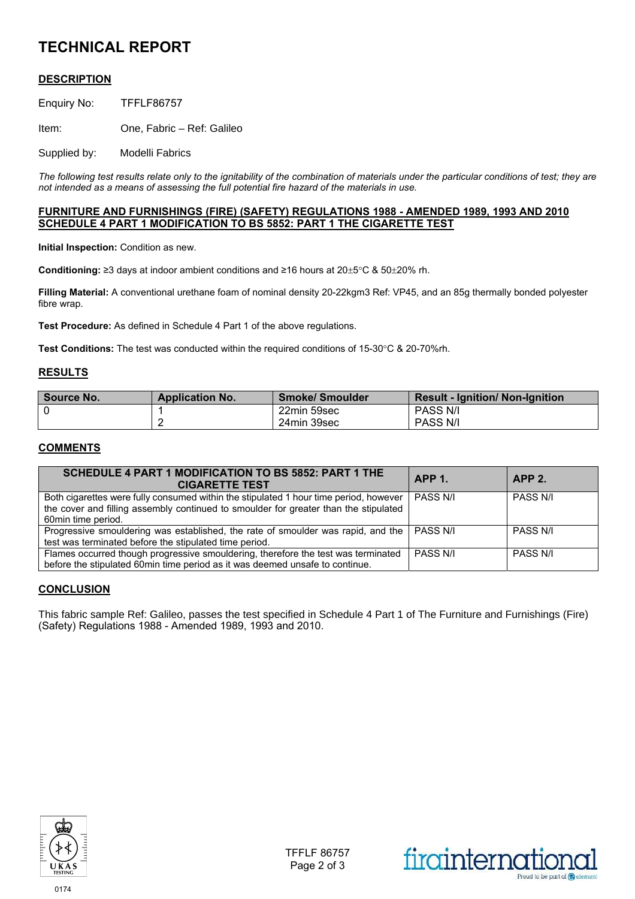# TECHNICAL REPORT

## DESCRIPTION

Enquiry No: TFFLF86757

Item: One, Fabric – Ref: Galileo

Supplied by: Modelli Fabrics

*The following test results relate only to the ignitability of the combination of materials under the particular conditions of test; they are not intended as a means of assessing the full potential fire hazard of the materials in use.*

## FURNITURE AND FURNISHINGS (FIRE) (SAFETY) REGULATIONS 1988 - AMENDED 1989, 1993 AND 2010 SCHEDULE 4 PART 1 MODIFICATION TO BS 5852: PART 1 THE CIGARETTE TEST

**Initial Inspection:** Condition as new.

**Conditioning:** ≥3 days at indoor ambient conditions and ≥16 hours at 20±5°C & 50±20% rh.

**Filling Material:** A conventional urethane foam of nominal density 20-22kgm3 Ref: VP45, and an 85g thermally bonded polyester fibre wrap.

**Test Procedure:** As defined in Schedule 4 Part 1 of the above regulations.

**Test Conditions:** The test was conducted within the required conditions of 15-30°C & 20-70%rh.

## RESULTS

| Source No. | Application No. | Smoke/ Smoulder | Result - Ignition/ Non-Ignition |
|---|---|---|---|
| 0 | 1 | 22min 59sec | PASS N/I |
| | 2 | 24min 39sec | PASS N/I |

## COMMENTS

| SCHEDULE 4 PART 1 MODIFICATION TO BS 5852: PART 1 THE CIGARETTE TEST | APP 1. | APP 2. |
|---|---|---|
| Both cigarettes were fully consumed within the stipulated 1 hour time period, however the cover and filling assembly continued to smoulder for greater than the stipulated 60min time period. | PASS N/I | PASS N/I |
| Progressive smouldering was established, the rate of smoulder was rapid, and the test was terminated before the stipulated time period. | PASS N/I | PASS N/I |
| Flames occurred though progressive smouldering, therefore the test was terminated before the stipulated 60min time period as it was deemed unsafe to continue. | PASS N/I | PASS N/I |

## CONCLUSION

This fabric sample Ref: Galileo, passes the test specified in Schedule 4 Part 1 of The Furniture and Furnishings (Fire) (Safety) Regulations 1988 - Amended 1989, 1993 and 2010.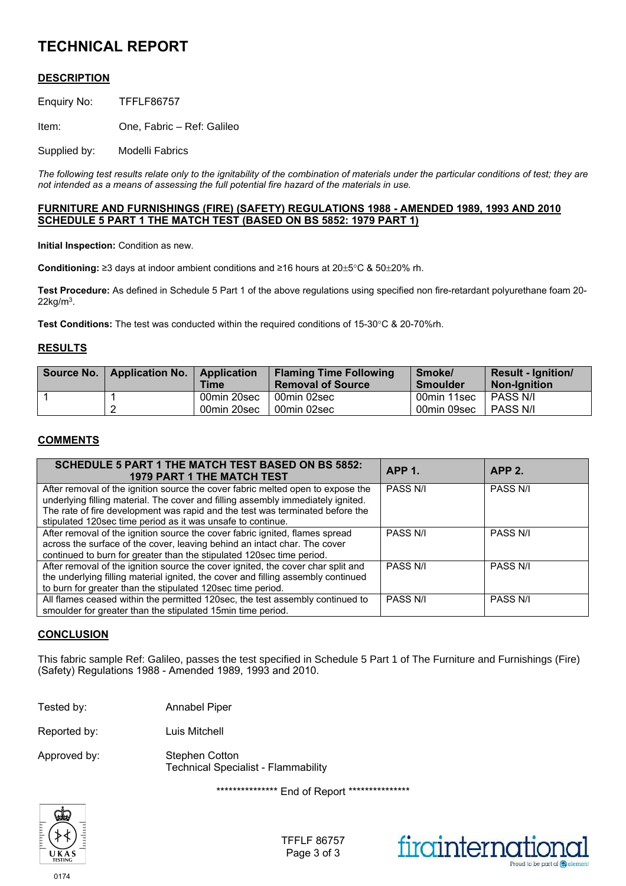# TECHNICAL REPORT

## DESCRIPTION

Enquiry No: TFFLF86757

Item: One, Fabric – Ref: Galileo

Supplied by: Modelli Fabrics

*The following test results relate only to the ignitability of the combination of materials under the particular conditions of test; they are not intended as a means of assessing the full potential fire hazard of the materials in use.*

## FURNITURE AND FURNISHINGS (FIRE) (SAFETY) REGULATIONS 1988 - AMENDED 1989, 1993 AND 2010 SCHEDULE 5 PART 1 THE MATCH TEST (BASED ON BS 5852: 1979 PART 1)

**Initial Inspection:** Condition as new.

**Conditioning:** ≥3 days at indoor ambient conditions and ≥16 hours at 20±5°C & 50±20% rh.

**Test Procedure:** As defined in Schedule 5 Part 1 of the above regulations using specified non fire-retardant polyurethane foam 20-22kg/m$^3$.

**Test Conditions:** The test was conducted within the required conditions of 15-30°C & 20-70%rh.

## RESULTS

| Source No. | Application No. | Application Time | Flaming Time Following Removal of Source | Smoke/ Smoulder | Result - Ignition/ Non-Ignition |
|---|---|---|---|---|---|
| 1 | 1 | 00min 20sec | 00min 02sec | 00min 11sec | PASS N/I |
| | 2 | 00min 20sec | 00min 02sec | 00min 09sec | PASS N/I |

## COMMENTS

| SCHEDULE 5 PART 1 THE MATCH TEST BASED ON BS 5852: 1979 PART 1 THE MATCH TEST | APP 1. | APP 2. |
|---|---|---|
| After removal of the ignition source the cover fabric melted open to expose the underlying filling material. The cover and filling assembly immediately ignited. The rate of fire development was rapid and the test was terminated before the stipulated 120sec time period as it was unsafe to continue. | PASS N/I | PASS N/I |
| After removal of the ignition source the cover fabric ignited, flames spread across the surface of the cover, leaving behind an intact char. The cover continued to burn for greater than the stipulated 120sec time period. | PASS N/I | PASS N/I |
| After removal of the ignition source the cover ignited, the cover char split and the underlying filling material ignited, the cover and filling assembly continued to burn for greater than the stipulated 120sec time period. | PASS N/I | PASS N/I |
| All flames ceased within the permitted 120sec, the test assembly continued to smoulder for greater than the stipulated 15min time period. | PASS N/I | PASS N/I |

## CONCLUSION

This fabric sample Ref: Galileo, passes the test specified in Schedule 5 Part 1 of The Furniture and Furnishings (Fire) (Safety) Regulations 1988 - Amended 1989, 1993 and 2010.

Tested by: Annabel Piper

Reported by: Luis Mitchell

Approved by: Stephen Cotton
Technical Specialist - Flammability

*************** End of Report ***************

UKAS TESTING
0174

TFFLF 86757

firainternational
Proud to be part of element